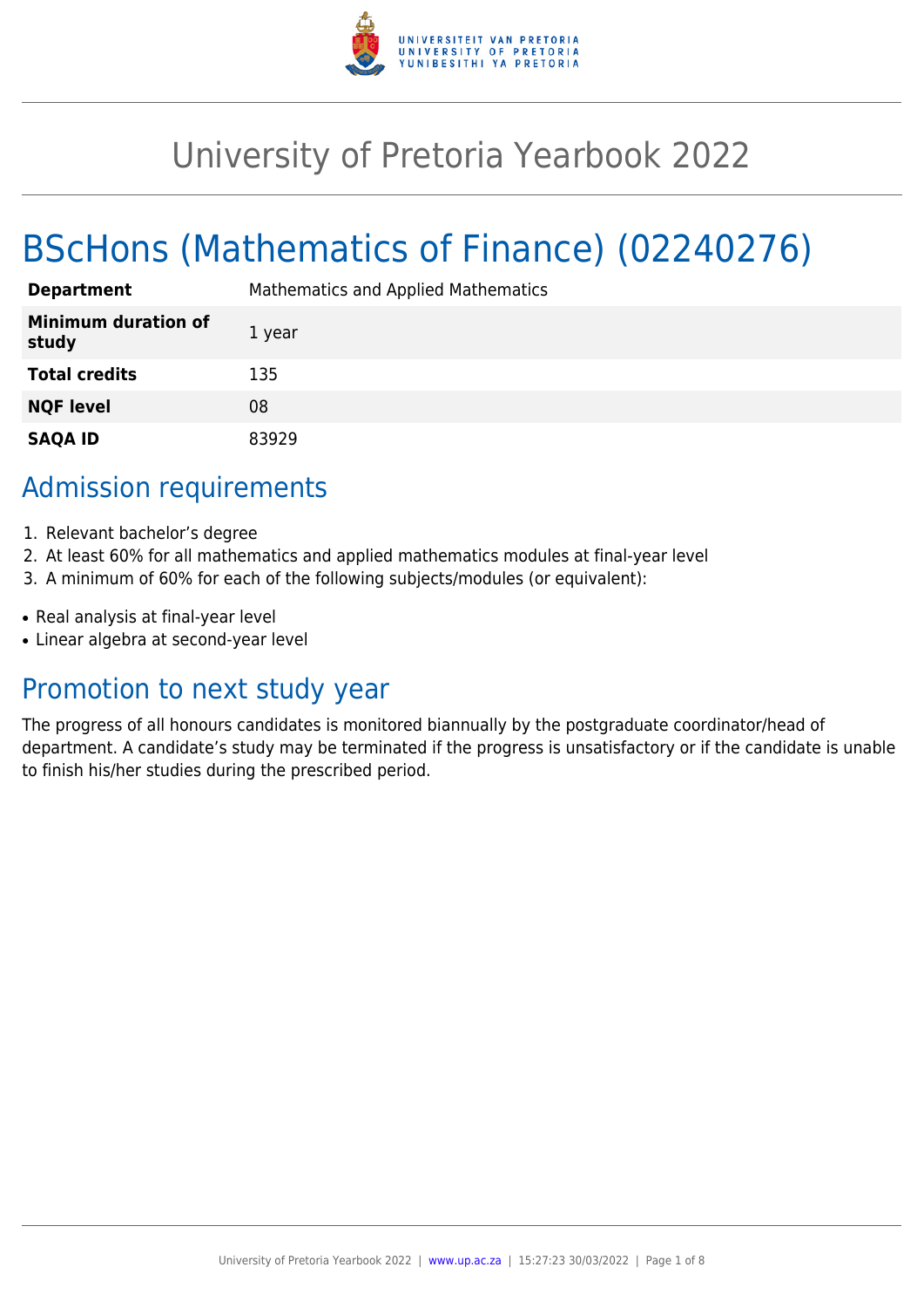# University of Pretoria Yearbook 2022

# BScHons (Mathematics of Finance) (02240276)

| | |
|---|---|
| **Department** | Mathematics and Applied Mathematics |
| **Minimum duration of study** | 1 year |
| **Total credits** | 135 |
| **NQF level** | 08 |
| **SAQA ID** | 83929 |

## Admission requirements

1. Relevant bachelor's degree
2. At least 60% for all mathematics and applied mathematics modules at final-year level
3. A minimum of 60% for each of the following subjects/modules (or equivalent):

- Real analysis at final-year level
- Linear algebra at second-year level

## Promotion to next study year

The progress of all honours candidates is monitored biannually by the postgraduate coordinator/head of department. A candidate's study may be terminated if the progress is unsatisfactory or if the candidate is unable to finish his/her studies during the prescribed period.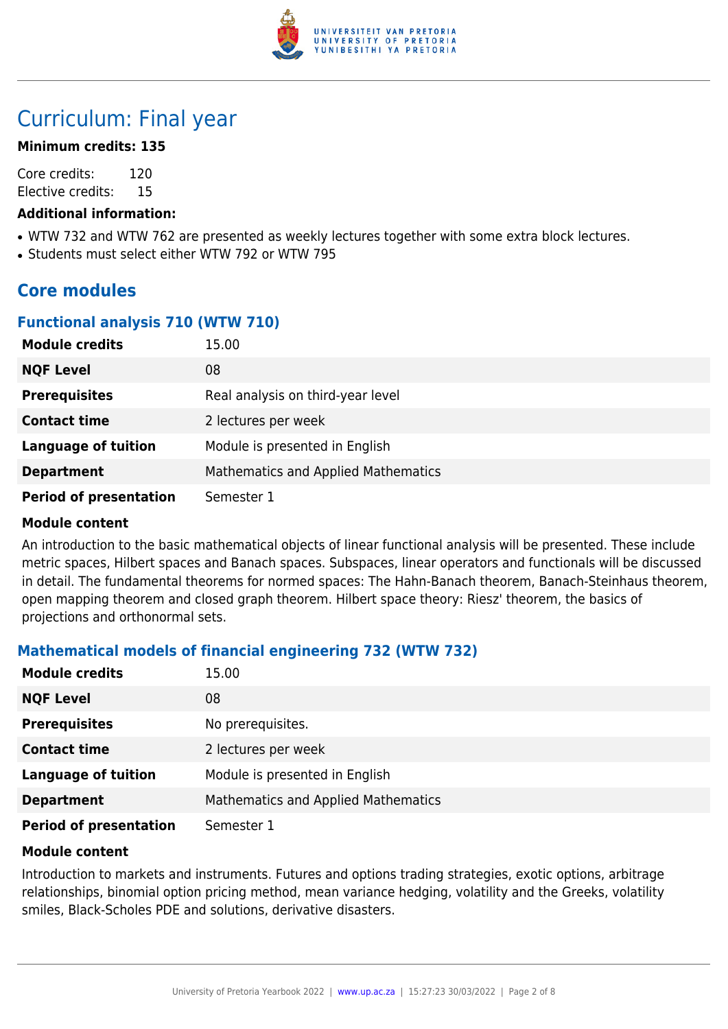# Curriculum: Final year

**Minimum credits: 135**

Core credits: 120
Elective credits: 15

**Additional information:**

- WTW 732 and WTW 762 are presented as weekly lectures together with some extra block lectures.
- Students must select either WTW 792 or WTW 795

## Core modules

### Functional analysis 710 (WTW 710)

| | |
|---|---|
| **Module credits** | 15.00 |
| **NQF Level** | 08 |
| **Prerequisites** | Real analysis on third-year level |
| **Contact time** | 2 lectures per week |
| **Language of tuition** | Module is presented in English |
| **Department** | Mathematics and Applied Mathematics |
| **Period of presentation** | Semester 1 |

**Module content**

An introduction to the basic mathematical objects of linear functional analysis will be presented. These include metric spaces, Hilbert spaces and Banach spaces. Subspaces, linear operators and functionals will be discussed in detail. The fundamental theorems for normed spaces: The Hahn-Banach theorem, Banach-Steinhaus theorem, open mapping theorem and closed graph theorem. Hilbert space theory: Riesz' theorem, the basics of projections and orthonormal sets.

### Mathematical models of financial engineering 732 (WTW 732)

| | |
|---|---|
| **Module credits** | 15.00 |
| **NQF Level** | 08 |
| **Prerequisites** | No prerequisites. |
| **Contact time** | 2 lectures per week |
| **Language of tuition** | Module is presented in English |
| **Department** | Mathematics and Applied Mathematics |
| **Period of presentation** | Semester 1 |

**Module content**

Introduction to markets and instruments. Futures and options trading strategies, exotic options, arbitrage relationships, binomial option pricing method, mean variance hedging, volatility and the Greeks, volatility smiles, Black-Scholes PDE and solutions, derivative disasters.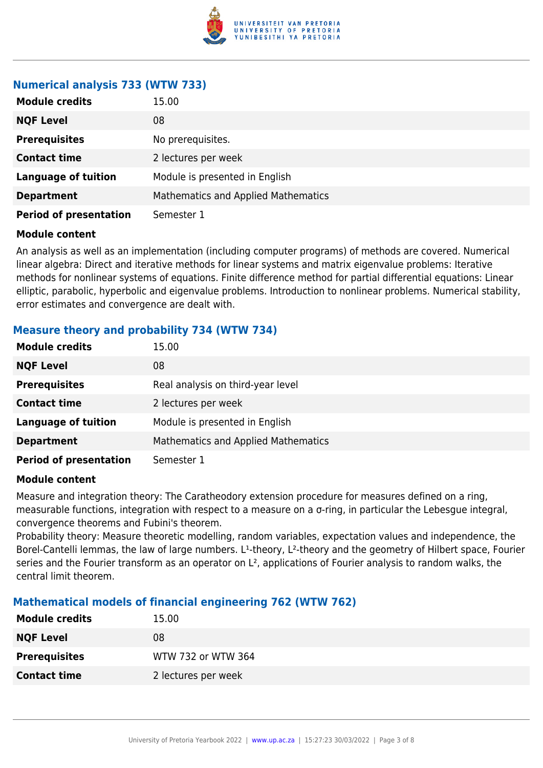### Numerical analysis 733 (WTW 733)

| | |
|---|---|
| **Module credits** | 15.00 |
| **NQF Level** | 08 |
| **Prerequisites** | No prerequisites. |
| **Contact time** | 2 lectures per week |
| **Language of tuition** | Module is presented in English |
| **Department** | Mathematics and Applied Mathematics |
| **Period of presentation** | Semester 1 |

**Module content**

An analysis as well as an implementation (including computer programs) of methods are covered. Numerical linear algebra: Direct and iterative methods for linear systems and matrix eigenvalue problems: Iterative methods for nonlinear systems of equations. Finite difference method for partial differential equations: Linear elliptic, parabolic, hyperbolic and eigenvalue problems. Introduction to nonlinear problems. Numerical stability, error estimates and convergence are dealt with.

### Measure theory and probability 734 (WTW 734)

| | |
|---|---|
| **Module credits** | 15.00 |
| **NQF Level** | 08 |
| **Prerequisites** | Real analysis on third-year level |
| **Contact time** | 2 lectures per week |
| **Language of tuition** | Module is presented in English |
| **Department** | Mathematics and Applied Mathematics |
| **Period of presentation** | Semester 1 |

**Module content**

Measure and integration theory: The Caratheodory extension procedure for measures defined on a ring, measurable functions, integration with respect to a measure on a σ-ring, in particular the Lebesgue integral, convergence theorems and Fubini's theorem.
Probability theory: Measure theoretic modelling, random variables, expectation values and independence, the Borel-Cantelli lemmas, the law of large numbers. $L^1$-theory, $L^2$-theory and the geometry of Hilbert space, Fourier series and the Fourier transform as an operator on $L^2$, applications of Fourier analysis to random walks, the central limit theorem.

### Mathematical models of financial engineering 762 (WTW 762)

| | |
|---|---|
| **Module credits** | 15.00 |
| **NQF Level** | 08 |
| **Prerequisites** | WTW 732 or WTW 364 |
| **Contact time** | 2 lectures per week |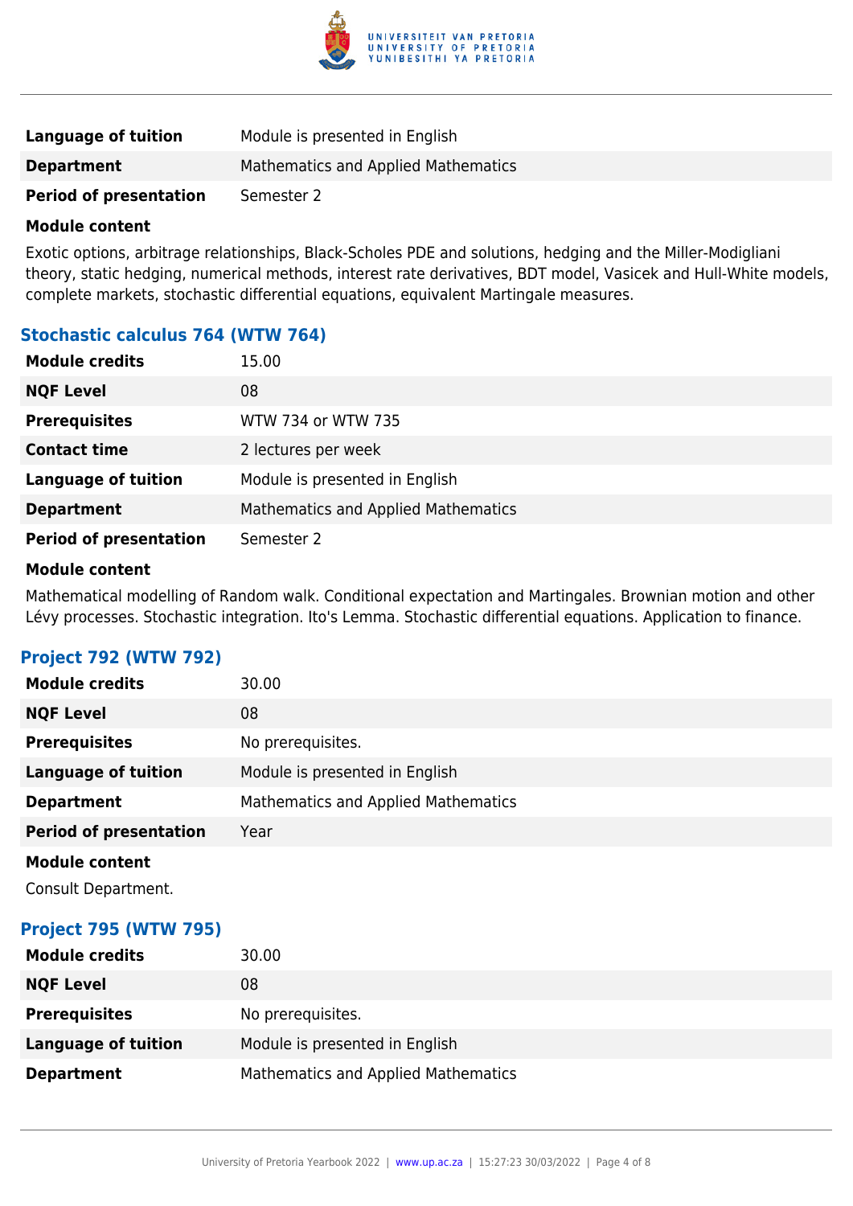| | |
|---|---|
| **Language of tuition** | Module is presented in English |
| **Department** | Mathematics and Applied Mathematics |
| **Period of presentation** | Semester 2 |

**Module content**

Exotic options, arbitrage relationships, Black-Scholes PDE and solutions, hedging and the Miller-Modigliani theory, static hedging, numerical methods, interest rate derivatives, BDT model, Vasicek and Hull-White models, complete markets, stochastic differential equations, equivalent Martingale measures.

### Stochastic calculus 764 (WTW 764)

| | |
|---|---|
| **Module credits** | 15.00 |
| **NQF Level** | 08 |
| **Prerequisites** | WTW 734 or WTW 735 |
| **Contact time** | 2 lectures per week |
| **Language of tuition** | Module is presented in English |
| **Department** | Mathematics and Applied Mathematics |
| **Period of presentation** | Semester 2 |

**Module content**

Mathematical modelling of Random walk. Conditional expectation and Martingales. Brownian motion and other Lévy processes. Stochastic integration. Ito's Lemma. Stochastic differential equations. Application to finance.

### Project 792 (WTW 792)

| | |
|---|---|
| **Module credits** | 30.00 |
| **NQF Level** | 08 |
| **Prerequisites** | No prerequisites. |
| **Language of tuition** | Module is presented in English |
| **Department** | Mathematics and Applied Mathematics |
| **Period of presentation** | Year |

**Module content**

Consult Department.

### Project 795 (WTW 795)

| | |
|---|---|
| **Module credits** | 30.00 |
| **NQF Level** | 08 |
| **Prerequisites** | No prerequisites. |
| **Language of tuition** | Module is presented in English |
| **Department** | Mathematics and Applied Mathematics |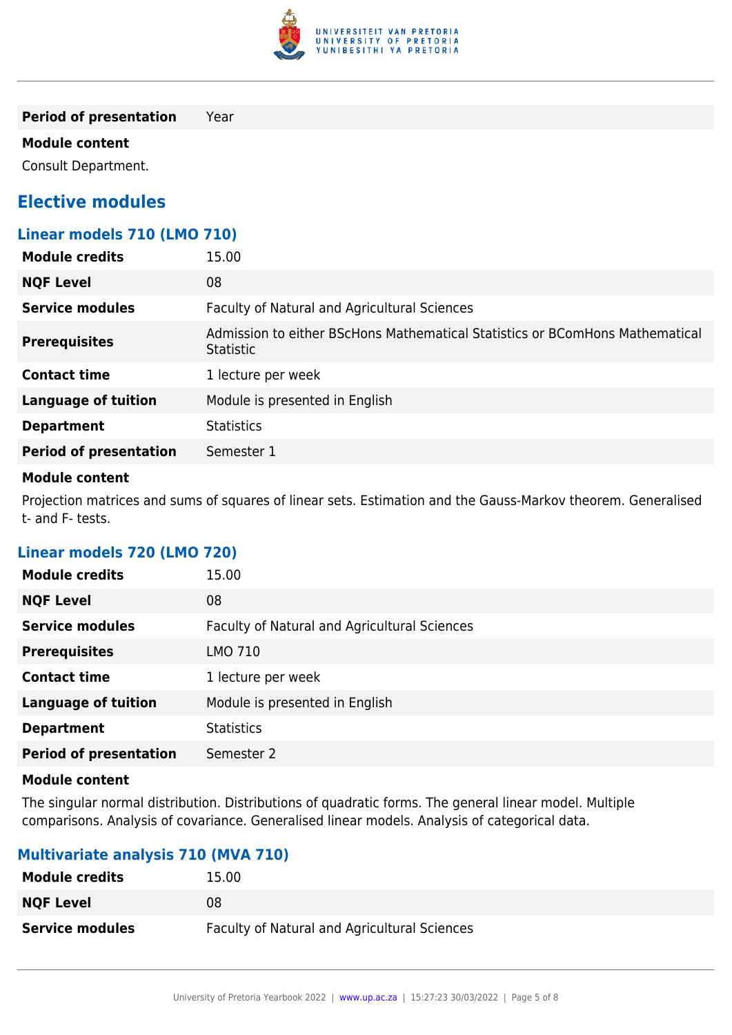| | |
|---|---|
| **Period of presentation** | Year |

**Module content**

Consult Department.

## Elective modules

### Linear models 710 (LMO 710)

| | |
|---|---|
| **Module credits** | 15.00 |
| **NQF Level** | 08 |
| **Service modules** | Faculty of Natural and Agricultural Sciences |
| **Prerequisites** | Admission to either BScHons Mathematical Statistics or BComHons Mathematical Statistic |
| **Contact time** | 1 lecture per week |
| **Language of tuition** | Module is presented in English |
| **Department** | Statistics |
| **Period of presentation** | Semester 1 |

**Module content**

Projection matrices and sums of squares of linear sets. Estimation and the Gauss-Markov theorem. Generalised t- and F- tests.

### Linear models 720 (LMO 720)

| | |
|---|---|
| **Module credits** | 15.00 |
| **NQF Level** | 08 |
| **Service modules** | Faculty of Natural and Agricultural Sciences |
| **Prerequisites** | LMO 710 |
| **Contact time** | 1 lecture per week |
| **Language of tuition** | Module is presented in English |
| **Department** | Statistics |
| **Period of presentation** | Semester 2 |

**Module content**

The singular normal distribution. Distributions of quadratic forms. The general linear model. Multiple comparisons. Analysis of covariance. Generalised linear models. Analysis of categorical data.

### Multivariate analysis 710 (MVA 710)

| | |
|---|---|
| **Module credits** | 15.00 |
| **NQF Level** | 08 |
| **Service modules** | Faculty of Natural and Agricultural Sciences |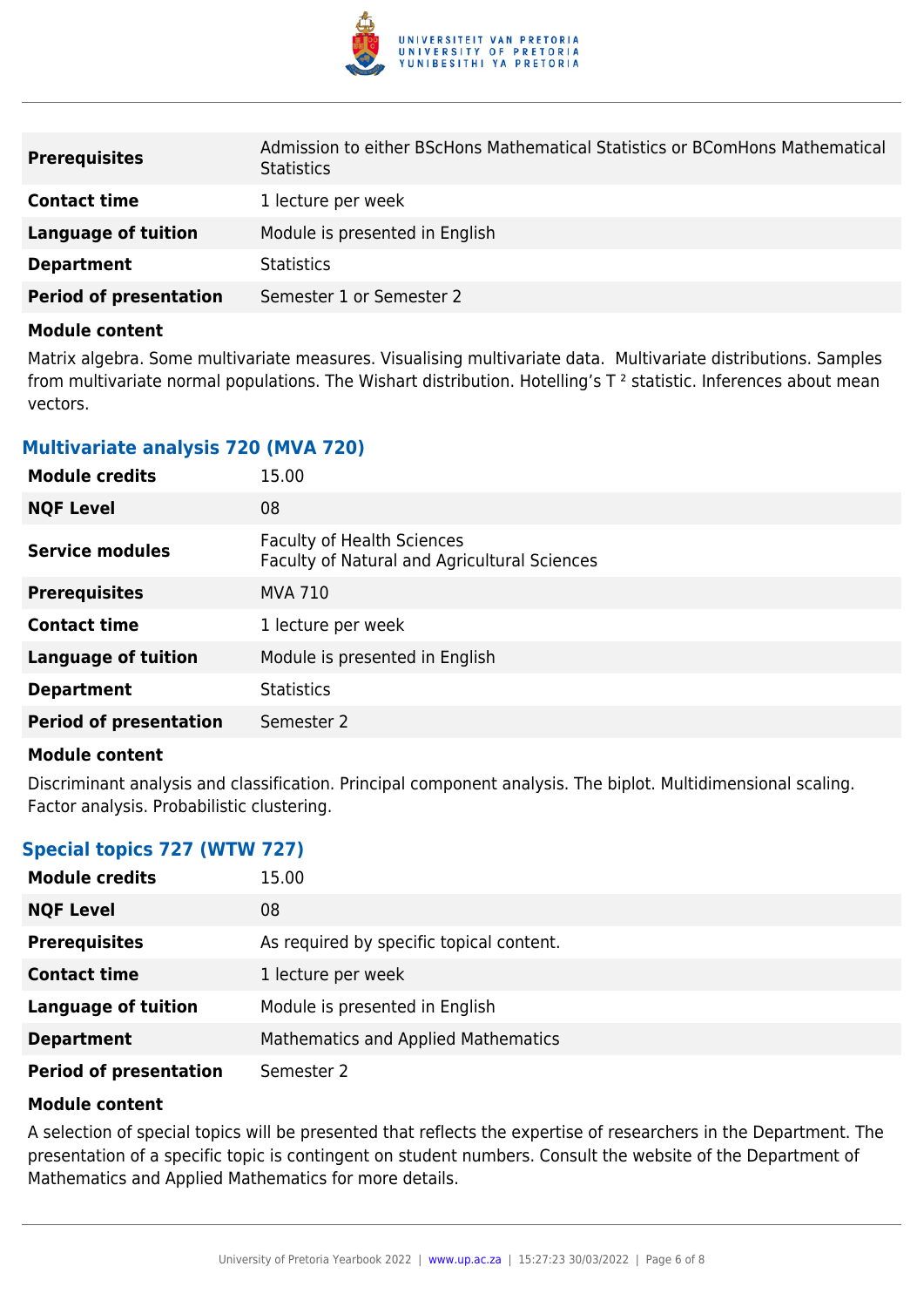| | |
|---|---|
| **Prerequisites** | Admission to either BScHons Mathematical Statistics or BComHons Mathematical Statistics |
| **Contact time** | 1 lecture per week |
| **Language of tuition** | Module is presented in English |
| **Department** | Statistics |
| **Period of presentation** | Semester 1 or Semester 2 |

**Module content**

Matrix algebra. Some multivariate measures. Visualising multivariate data. Multivariate distributions. Samples from multivariate normal populations. The Wishart distribution. Hotelling's $T^2$ statistic. Inferences about mean vectors.

### Multivariate analysis 720 (MVA 720)

| | |
|---|---|
| **Module credits** | 15.00 |
| **NQF Level** | 08 |
| **Service modules** | Faculty of Health Sciences<br>Faculty of Natural and Agricultural Sciences |
| **Prerequisites** | MVA 710 |
| **Contact time** | 1 lecture per week |
| **Language of tuition** | Module is presented in English |
| **Department** | Statistics |
| **Period of presentation** | Semester 2 |

**Module content**

Discriminant analysis and classification. Principal component analysis. The biplot. Multidimensional scaling. Factor analysis. Probabilistic clustering.

### Special topics 727 (WTW 727)

| | |
|---|---|
| **Module credits** | 15.00 |
| **NQF Level** | 08 |
| **Prerequisites** | As required by specific topical content. |
| **Contact time** | 1 lecture per week |
| **Language of tuition** | Module is presented in English |
| **Department** | Mathematics and Applied Mathematics |
| **Period of presentation** | Semester 2 |

**Module content**

A selection of special topics will be presented that reflects the expertise of researchers in the Department. The presentation of a specific topic is contingent on student numbers. Consult the website of the Department of Mathematics and Applied Mathematics for more details.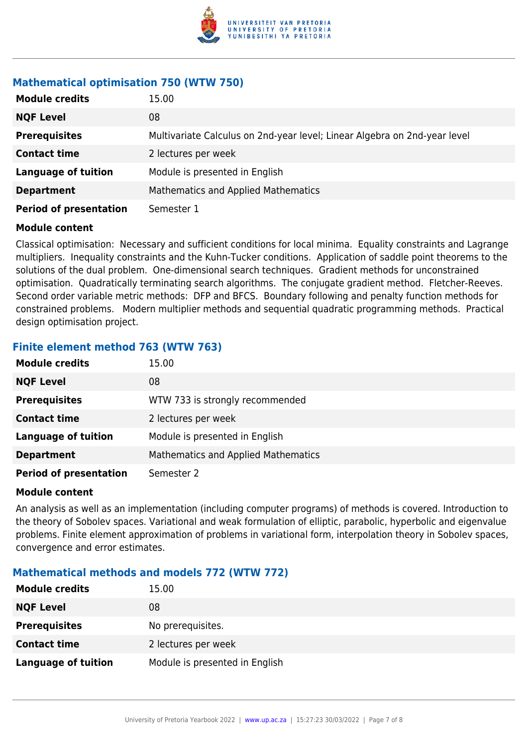### Mathematical optimisation 750 (WTW 750)

| | |
|---|---|
| **Module credits** | 15.00 |
| **NQF Level** | 08 |
| **Prerequisites** | Multivariate Calculus on 2nd-year level; Linear Algebra on 2nd-year level |
| **Contact time** | 2 lectures per week |
| **Language of tuition** | Module is presented in English |
| **Department** | Mathematics and Applied Mathematics |
| **Period of presentation** | Semester 1 |

**Module content**

Classical optimisation: Necessary and sufficient conditions for local minima. Equality constraints and Lagrange multipliers. Inequality constraints and the Kuhn-Tucker conditions. Application of saddle point theorems to the solutions of the dual problem. One-dimensional search techniques. Gradient methods for unconstrained optimisation. Quadratically terminating search algorithms. The conjugate gradient method. Fletcher-Reeves. Second order variable metric methods: DFP and BFCS. Boundary following and penalty function methods for constrained problems. Modern multiplier methods and sequential quadratic programming methods. Practical design optimisation project.

### Finite element method 763 (WTW 763)

| | |
|---|---|
| **Module credits** | 15.00 |
| **NQF Level** | 08 |
| **Prerequisites** | WTW 733 is strongly recommended |
| **Contact time** | 2 lectures per week |
| **Language of tuition** | Module is presented in English |
| **Department** | Mathematics and Applied Mathematics |
| **Period of presentation** | Semester 2 |

**Module content**

An analysis as well as an implementation (including computer programs) of methods is covered. Introduction to the theory of Sobolev spaces. Variational and weak formulation of elliptic, parabolic, hyperbolic and eigenvalue problems. Finite element approximation of problems in variational form, interpolation theory in Sobolev spaces, convergence and error estimates.

### Mathematical methods and models 772 (WTW 772)

| | |
|---|---|
| **Module credits** | 15.00 |
| **NQF Level** | 08 |
| **Prerequisites** | No prerequisites. |
| **Contact time** | 2 lectures per week |
| **Language of tuition** | Module is presented in English |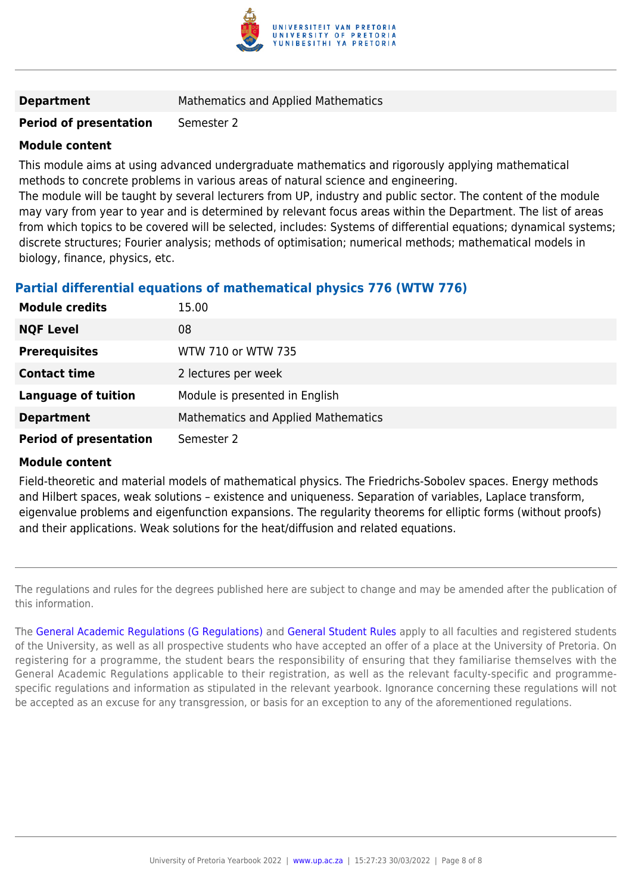| | |
|---|---|
| **Department** | Mathematics and Applied Mathematics |
| **Period of presentation** | Semester 2 |

**Module content**

This module aims at using advanced undergraduate mathematics and rigorously applying mathematical methods to concrete problems in various areas of natural science and engineering.
The module will be taught by several lecturers from UP, industry and public sector. The content of the module may vary from year to year and is determined by relevant focus areas within the Department. The list of areas from which topics to be covered will be selected, includes: Systems of differential equations; dynamical systems; discrete structures; Fourier analysis; methods of optimisation; numerical methods; mathematical models in biology, finance, physics, etc.

### Partial differential equations of mathematical physics 776 (WTW 776)

| | |
|---|---|
| **Module credits** | 15.00 |
| **NQF Level** | 08 |
| **Prerequisites** | WTW 710 or WTW 735 |
| **Contact time** | 2 lectures per week |
| **Language of tuition** | Module is presented in English |
| **Department** | Mathematics and Applied Mathematics |
| **Period of presentation** | Semester 2 |

**Module content**

Field-theoretic and material models of mathematical physics. The Friedrichs-Sobolev spaces. Energy methods and Hilbert spaces, weak solutions – existence and uniqueness. Separation of variables, Laplace transform, eigenvalue problems and eigenfunction expansions. The regularity theorems for elliptic forms (without proofs) and their applications. Weak solutions for the heat/diffusion and related equations.

---

The regulations and rules for the degrees published here are subject to change and may be amended after the publication of this information.

The General Academic Regulations (G Regulations) and General Student Rules apply to all faculties and registered students of the University, as well as all prospective students who have accepted an offer of a place at the University of Pretoria. On registering for a programme, the student bears the responsibility of ensuring that they familiarise themselves with the General Academic Regulations applicable to their registration, as well as the relevant faculty-specific and programme-specific regulations and information as stipulated in the relevant yearbook. Ignorance concerning these regulations will not be accepted as an excuse for any transgression, or basis for an exception to any of the aforementioned regulations.